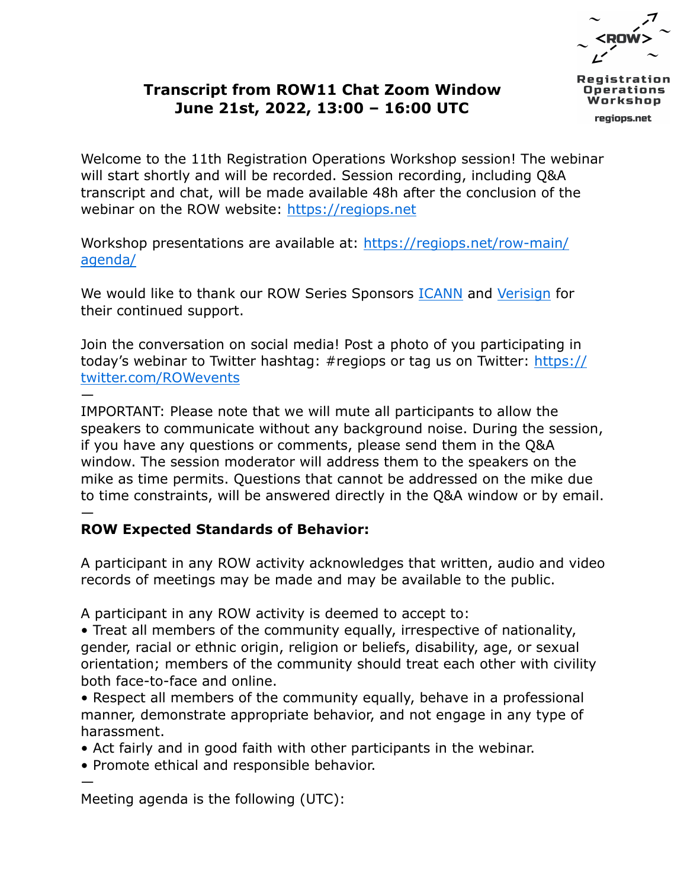# Transcript from ROW11 Chat Zoom Window
## June 21st, 2022, 13:00 – 16:00 UTC

Welcome to the 11th Registration Operations Workshop session! The webinar will start shortly and will be recorded. Session recording, including Q&A transcript and chat, will be made available 48h after the conclusion of the webinar on the ROW website: [https://regiops.net](https://regiops.net)

Workshop presentations are available at: [https://regiops.net/row-main/agenda/](https://regiops.net/row-main/agenda/)

We would like to thank our ROW Series Sponsors ICANN and Verisign for their continued support.

Join the conversation on social media! Post a photo of you participating in today's webinar to Twitter hashtag: #regiops or tag us on Twitter: [https://twitter.com/ROWevents](https://twitter.com/ROWevents)

—

IMPORTANT: Please note that we will mute all participants to allow the speakers to communicate without any background noise. During the session, if you have any questions or comments, please send them in the Q&A window. The session moderator will address them to the speakers on the mike as time permits. Questions that cannot be addressed on the mike due to time constraints, will be answered directly in the Q&A window or by email.

—

**ROW Expected Standards of Behavior:**

A participant in any ROW activity acknowledges that written, audio and video records of meetings may be made and may be available to the public.

A participant in any ROW activity is deemed to accept to:

- Treat all members of the community equally, irrespective of nationality, gender, racial or ethnic origin, religion or beliefs, disability, age, or sexual orientation; members of the community should treat each other with civility both face-to-face and online.
- Respect all members of the community equally, behave in a professional manner, demonstrate appropriate behavior, and not engage in any type of harassment.
- Act fairly and in good faith with other participants in the webinar.
- Promote ethical and responsible behavior.

—

Meeting agenda is the following (UTC):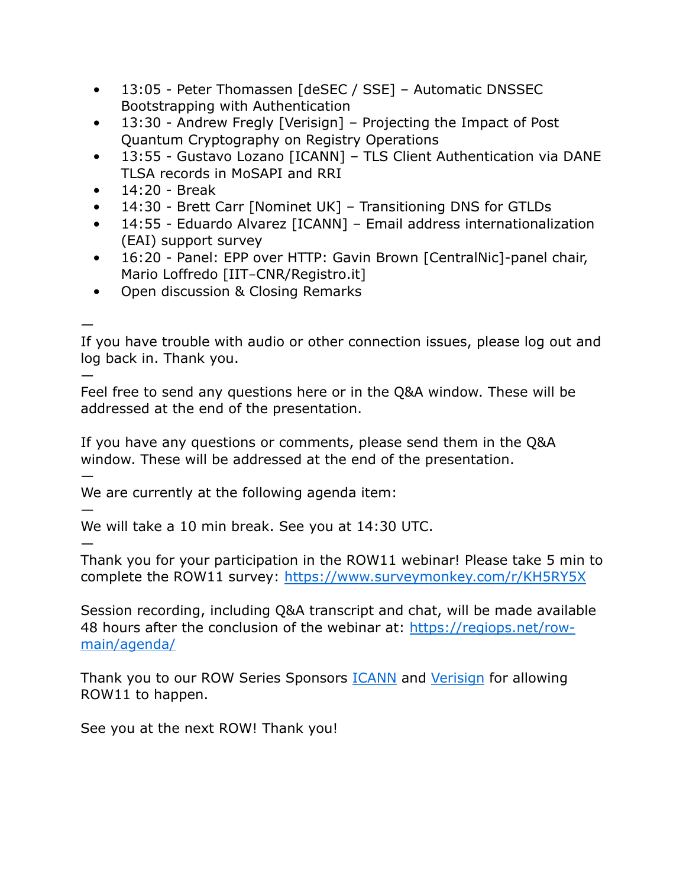- 13:05 - Peter Thomassen [deSEC / SSE] – Automatic DNSSEC Bootstrapping with Authentication
- 13:30 - Andrew Fregly [Verisign] – Projecting the Impact of Post Quantum Cryptography on Registry Operations
- 13:55 - Gustavo Lozano [ICANN] – TLS Client Authentication via DANE TLSA records in MoSAPI and RRI
- 14:20 - Break
- 14:30 - Brett Carr [Nominet UK] – Transitioning DNS for GTLDs
- 14:55 - Eduardo Alvarez [ICANN] – Email address internationalization (EAI) support survey
- 16:20 - Panel: EPP over HTTP: Gavin Brown [CentralNic]-panel chair, Mario Loffredo [IIT–CNR/Registro.it]
- Open discussion & Closing Remarks

—

If you have trouble with audio or other connection issues, please log out and log back in. Thank you.

—

Feel free to send any questions here or in the Q&A window. These will be addressed at the end of the presentation.

If you have any questions or comments, please send them in the Q&A window. These will be addressed at the end of the presentation.

—

We are currently at the following agenda item:

—

We will take a 10 min break. See you at 14:30 UTC.

—

Thank you for your participation in the ROW11 webinar! Please take 5 min to complete the ROW11 survey: https://www.surveymonkey.com/r/KH5RY5X

Session recording, including Q&A transcript and chat, will be made available 48 hours after the conclusion of the webinar at: https://regiops.net/row-main/agenda/

Thank you to our ROW Series Sponsors ICANN and Verisign for allowing ROW11 to happen.

See you at the next ROW! Thank you!